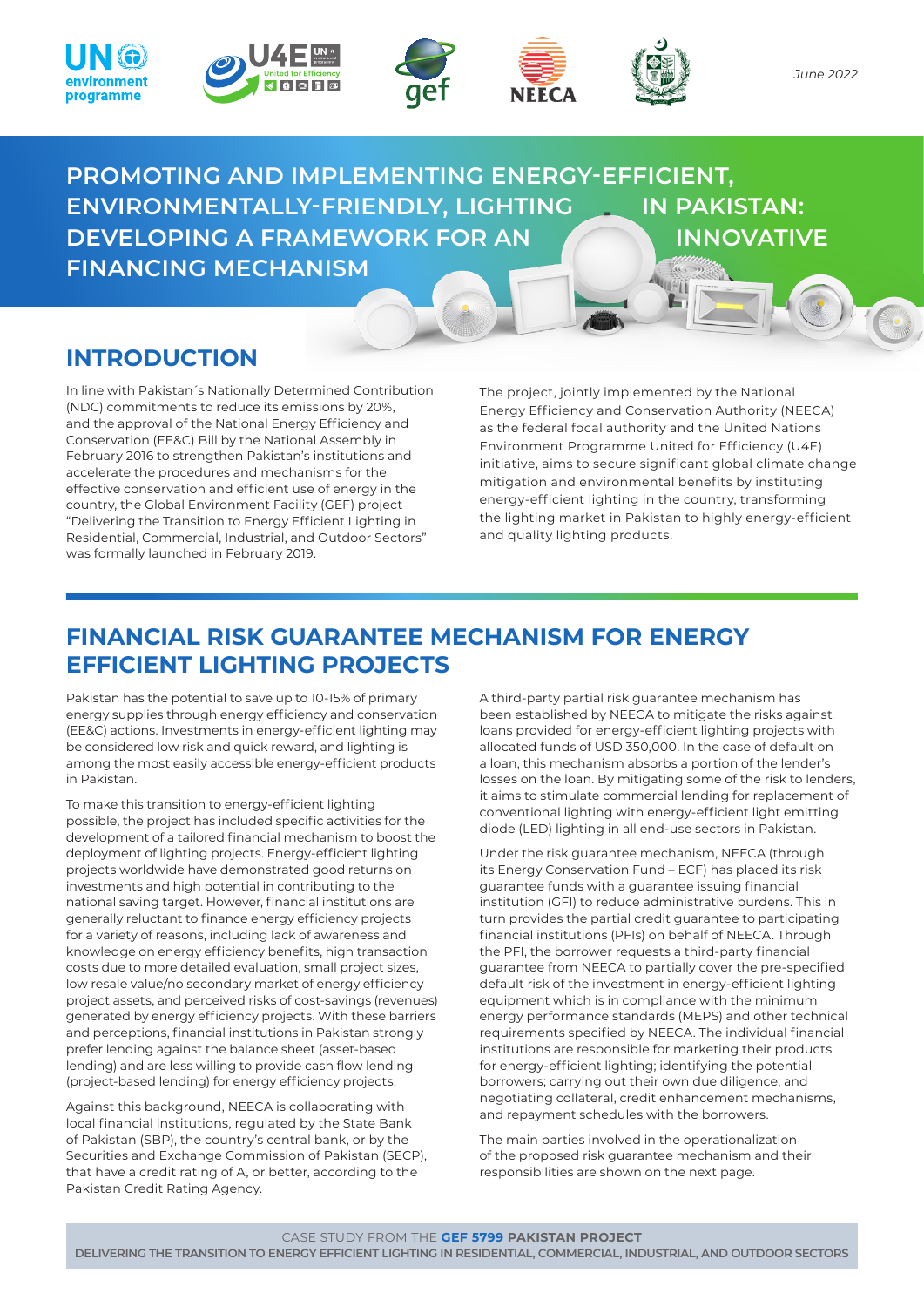June 2022

# PROMOTING AND IMPLEMENTING ENERGY-EFFICIENT, ENVIRONMENTALLY-FRIENDLY, LIGHTING IN PAKISTAN: DEVELOPING A FRAMEWORK FOR AN INNOVATIVE FINANCING MECHANISM

## INTRODUCTION

In line with Pakistan´s Nationally Determined Contribution (NDC) commitments to reduce its emissions by 20%, and the approval of the National Energy Efficiency and Conservation (EE&C) Bill by the National Assembly in February 2016 to strengthen Pakistan's institutions and accelerate the procedures and mechanisms for the effective conservation and efficient use of energy in the country, the Global Environment Facility (GEF) project "Delivering the Transition to Energy Efficient Lighting in Residential, Commercial, Industrial, and Outdoor Sectors" was formally launched in February 2019.

The project, jointly implemented by the National Energy Efficiency and Conservation Authority (NEECA) as the federal focal authority and the United Nations Environment Programme United for Efficiency (U4E) initiative, aims to secure significant global climate change mitigation and environmental benefits by instituting energy-efficient lighting in the country, transforming the lighting market in Pakistan to highly energy-efficient and quality lighting products.

## FINANCIAL RISK GUARANTEE MECHANISM FOR ENERGY EFFICIENT LIGHTING PROJECTS

Pakistan has the potential to save up to 10-15% of primary energy supplies through energy efficiency and conservation (EE&C) actions. Investments in energy-efficient lighting may be considered low risk and quick reward, and lighting is among the most easily accessible energy-efficient products in Pakistan.

To make this transition to energy-efficient lighting possible, the project has included specific activities for the development of a tailored financial mechanism to boost the deployment of lighting projects. Energy-efficient lighting projects worldwide have demonstrated good returns on investments and high potential in contributing to the national saving target. However, financial institutions are generally reluctant to finance energy efficiency projects for a variety of reasons, including lack of awareness and knowledge on energy efficiency benefits, high transaction costs due to more detailed evaluation, small project sizes, low resale value/no secondary market of energy efficiency project assets, and perceived risks of cost-savings (revenues) generated by energy efficiency projects. With these barriers and perceptions, financial institutions in Pakistan strongly prefer lending against the balance sheet (asset-based lending) and are less willing to provide cash flow lending (project-based lending) for energy efficiency projects.

Against this background, NEECA is collaborating with local financial institutions, regulated by the State Bank of Pakistan (SBP), the country's central bank, or by the Securities and Exchange Commission of Pakistan (SECP), that have a credit rating of A, or better, according to the Pakistan Credit Rating Agency.

A third-party partial risk guarantee mechanism has been established by NEECA to mitigate the risks against loans provided for energy-efficient lighting projects with allocated funds of USD 350,000. In the case of default on a loan, this mechanism absorbs a portion of the lender's losses on the loan. By mitigating some of the risk to lenders, it aims to stimulate commercial lending for replacement of conventional lighting with energy-efficient light emitting diode (LED) lighting in all end-use sectors in Pakistan.

Under the risk guarantee mechanism, NEECA (through its Energy Conservation Fund – ECF) has placed its risk guarantee funds with a guarantee issuing financial institution (GFI) to reduce administrative burdens. This in turn provides the partial credit guarantee to participating financial institutions (PFIs) on behalf of NEECA. Through the PFI, the borrower requests a third-party financial guarantee from NEECA to partially cover the pre-specified default risk of the investment in energy-efficient lighting equipment which is in compliance with the minimum energy performance standards (MEPS) and other technical requirements specified by NEECA. The individual financial institutions are responsible for marketing their products for energy-efficient lighting; identifying the potential borrowers; carrying out their own due diligence; and negotiating collateral, credit enhancement mechanisms, and repayment schedules with the borrowers.

The main parties involved in the operationalization of the proposed risk guarantee mechanism and their responsibilities are shown on the next page.

CASE STUDY FROM THE **GEF 5799 PAKISTAN PROJECT**
**DELIVERING THE TRANSITION TO ENERGY EFFICIENT LIGHTING IN RESIDENTIAL, COMMERCIAL, INDUSTRIAL, AND OUTDOOR SECTORS**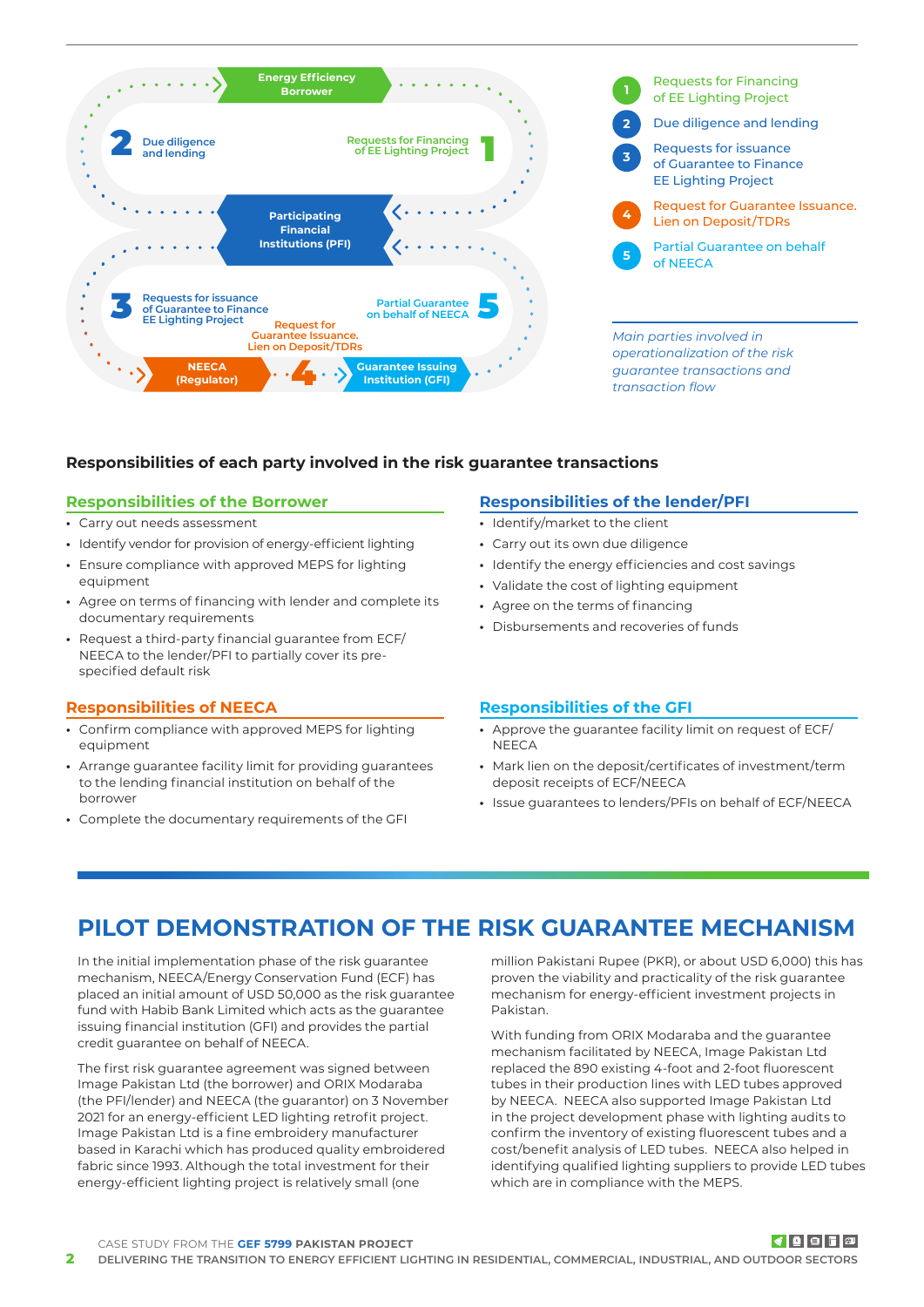Energy Efficiency Borrower

2 Due diligence and lending

Requests for Financing of EE Lighting Project 1

Participating Financial Institutions (PFI)

3 Requests for issuance of Guarantee to Finance EE Lighting Project

Request for Guarantee Issuance. Lien on Deposit/TDRs

Partial Guarantee on behalf of NEECA 5

NEECA (Regulator) 4 Guarantee Issuing Institution (GFI)

1. Requests for Financing of EE Lighting Project
2. Due diligence and lending
3. Requests for issuance of Guarantee to Finance EE Lighting Project
4. Request for Guarantee Issuance. Lien on Deposit/TDRs
5. Partial Guarantee on behalf of NEECA

*Main parties involved in operationalization of the risk guarantee transactions and transaction flow*

### Responsibilities of each party involved in the risk guarantee transactions

#### Responsibilities of the Borrower

- Carry out needs assessment
- Identify vendor for provision of energy-efficient lighting
- Ensure compliance with approved MEPS for lighting equipment
- Agree on terms of financing with lender and complete its documentary requirements
- Request a third-party financial guarantee from ECF/NEECA to the lender/PFI to partially cover its pre-specified default risk

#### Responsibilities of the lender/PFI

- Identify/market to the client
- Carry out its own due diligence
- Identify the energy efficiencies and cost savings
- Validate the cost of lighting equipment
- Agree on the terms of financing
- Disbursements and recoveries of funds

#### Responsibilities of NEECA

- Confirm compliance with approved MEPS for lighting equipment
- Arrange guarantee facility limit for providing guarantees to the lending financial institution on behalf of the borrower
- Complete the documentary requirements of the GFI

#### Responsibilities of the GFI

- Approve the guarantee facility limit on request of ECF/NEECA
- Mark lien on the deposit/certificates of investment/term deposit receipts of ECF/NEECA
- Issue guarantees to lenders/PFIs on behalf of ECF/NEECA

## PILOT DEMONSTRATION OF THE RISK GUARANTEE MECHANISM

In the initial implementation phase of the risk guarantee mechanism, NEECA/Energy Conservation Fund (ECF) has placed an initial amount of USD 50,000 as the risk guarantee fund with Habib Bank Limited which acts as the guarantee issuing financial institution (GFI) and provides the partial credit guarantee on behalf of NEECA.

The first risk guarantee agreement was signed between Image Pakistan Ltd (the borrower) and ORIX Modaraba (the PFI/lender) and NEECA (the guarantor) on 3 November 2021 for an energy-efficient LED lighting retrofit project. Image Pakistan Ltd is a fine embroidery manufacturer based in Karachi which has produced quality embroidered fabric since 1993. Although the total investment for their energy-efficient lighting project is relatively small (one million Pakistani Rupee (PKR), or about USD 6,000) this has proven the viability and practicality of the risk guarantee mechanism for energy-efficient investment projects in Pakistan.

With funding from ORIX Modaraba and the guarantee mechanism facilitated by NEECA, Image Pakistan Ltd replaced the 890 existing 4-foot and 2-foot fluorescent tubes in their production lines with LED tubes approved by NEECA. NEECA also supported Image Pakistan Ltd in the project development phase with lighting audits to confirm the inventory of existing fluorescent tubes and a cost/benefit analysis of LED tubes. NEECA also helped in identifying qualified lighting suppliers to provide LED tubes which are in compliance with the MEPS.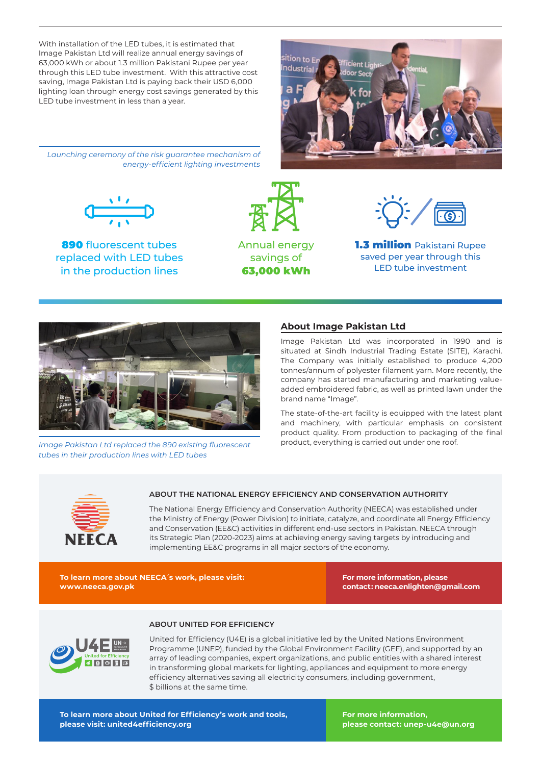With installation of the LED tubes, it is estimated that Image Pakistan Ltd will realize annual energy savings of 63,000 kWh or about 1.3 million Pakistani Rupee per year through this LED tube investment. With this attractive cost saving, Image Pakistan Ltd is paying back their USD 6,000 lighting loan through energy cost savings generated by this LED tube investment in less than a year.

*Launching ceremony of the risk guarantee mechanism of energy-efficient lighting investments*

**890** fluorescent tubes replaced with LED tubes in the production lines

Annual energy savings of **63,000 kWh**

**1.3 million** Pakistani Rupee saved per year through this LED tube investment

*Image Pakistan Ltd replaced the 890 existing fluorescent tubes in their production lines with LED tubes*

## About Image Pakistan Ltd

Image Pakistan Ltd was incorporated in 1990 and is situated at Sindh Industrial Trading Estate (SITE), Karachi. The Company was initially established to produce 4,200 tonnes/annum of polyester filament yarn. More recently, the company has started manufacturing and marketing value-added embroidered fabric, as well as printed lawn under the brand name "Image".

The state-of-the-art facility is equipped with the latest plant and machinery, with particular emphasis on consistent product quality. From production to packaging of the final product, everything is carried out under one roof.

### ABOUT THE NATIONAL ENERGY EFFICIENCY AND CONSERVATION AUTHORITY

The National Energy Efficiency and Conservation Authority (NEECA) was established under the Ministry of Energy (Power Division) to initiate, catalyze, and coordinate all Energy Efficiency and Conservation (EE&C) activities in different end-use sectors in Pakistan. NEECA through its Strategic Plan (2020-2023) aims at achieving energy saving targets by introducing and implementing EE&C programs in all major sectors of the economy.

**To learn more about NEECA´s work, please visit: www.neeca.gov.pk**

**For more information, please contact: neeca.enlighten@gmail.com**

### ABOUT UNITED FOR EFFICIENCY

United for Efficiency (U4E) is a global initiative led by the United Nations Environment Programme (UNEP), funded by the Global Environment Facility (GEF), and supported by an array of leading companies, expert organizations, and public entities with a shared interest in transforming global markets for lighting, appliances and equipment to more energy efficiency alternatives saving all electricity consumers, including government, $ billions at the same time.

**To learn more about United for Efficiency's work and tools, please visit: united4efficiency.org**

**For more information, please contact: unep-u4e@un.org**